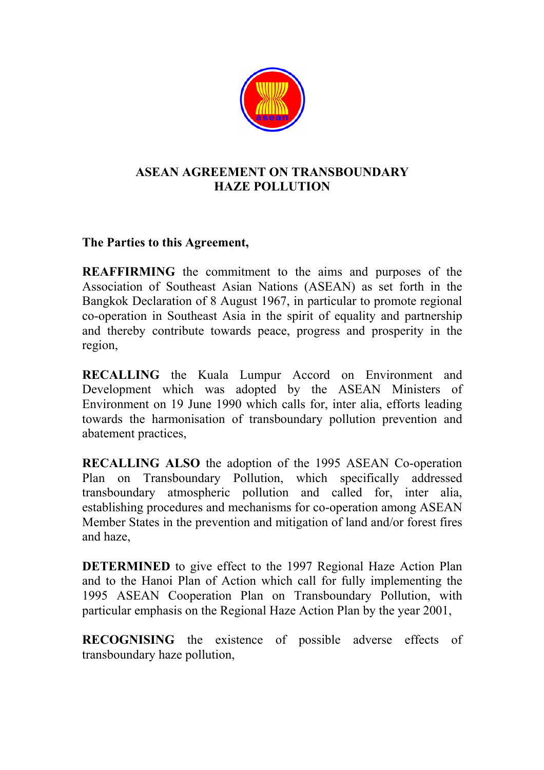# ASEAN AGREEMENT ON TRANSBOUNDARY HAZE POLLUTION

**The Parties to this Agreement,**

**REAFFIRMING** the commitment to the aims and purposes of the Association of Southeast Asian Nations (ASEAN) as set forth in the Bangkok Declaration of 8 August 1967, in particular to promote regional co-operation in Southeast Asia in the spirit of equality and partnership and thereby contribute towards peace, progress and prosperity in the region,

**RECALLING** the Kuala Lumpur Accord on Environment and Development which was adopted by the ASEAN Ministers of Environment on 19 June 1990 which calls for, inter alia, efforts leading towards the harmonisation of transboundary pollution prevention and abatement practices,

**RECALLING ALSO** the adoption of the 1995 ASEAN Co-operation Plan on Transboundary Pollution, which specifically addressed transboundary atmospheric pollution and called for, inter alia, establishing procedures and mechanisms for co-operation among ASEAN Member States in the prevention and mitigation of land and/or forest fires and haze,

**DETERMINED** to give effect to the 1997 Regional Haze Action Plan and to the Hanoi Plan of Action which call for fully implementing the 1995 ASEAN Cooperation Plan on Transboundary Pollution, with particular emphasis on the Regional Haze Action Plan by the year 2001,

**RECOGNISING** the existence of possible adverse effects of transboundary haze pollution,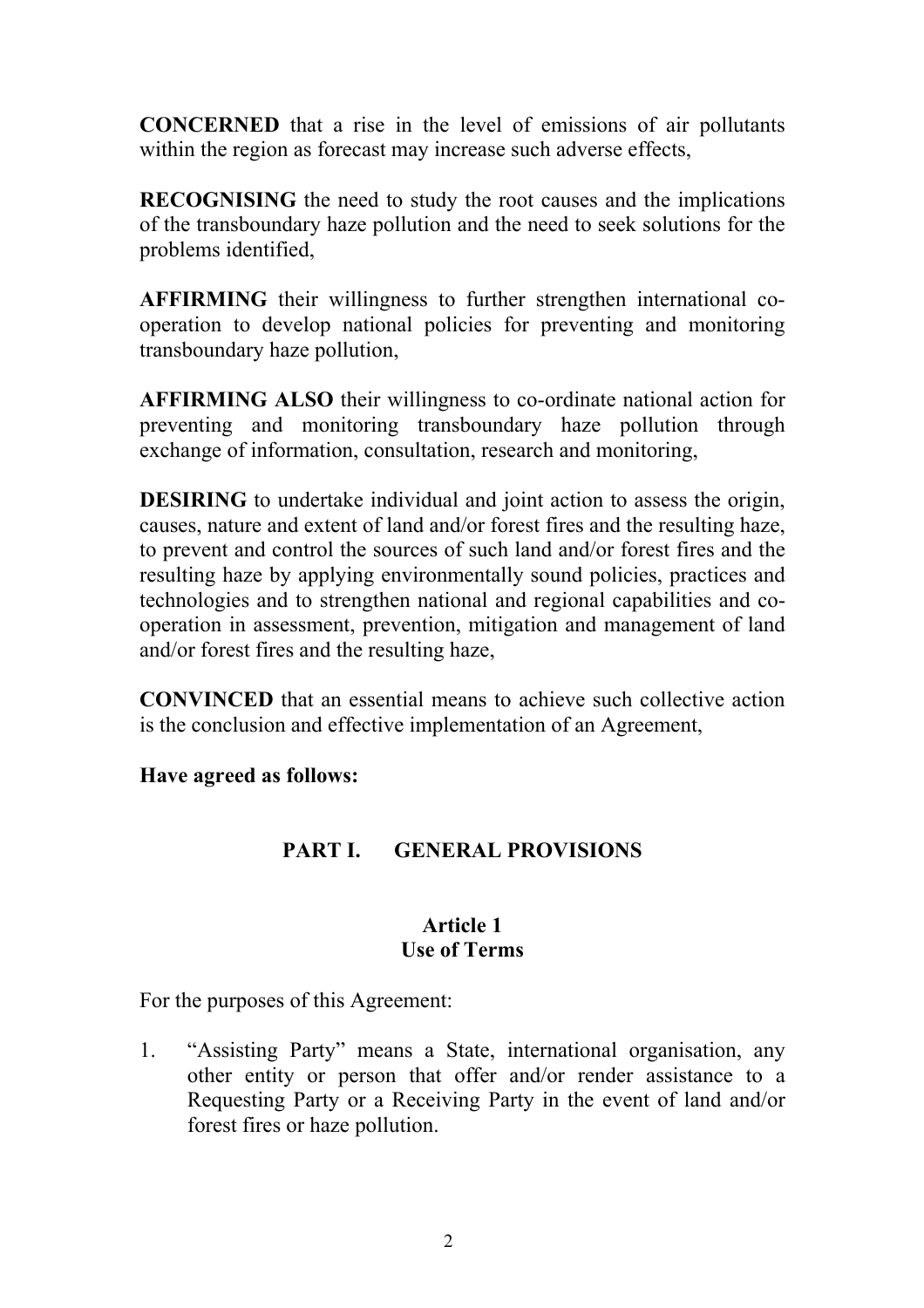**CONCERNED** that a rise in the level of emissions of air pollutants within the region as forecast may increase such adverse effects,

**RECOGNISING** the need to study the root causes and the implications of the transboundary haze pollution and the need to seek solutions for the problems identified,

**AFFIRMING** their willingness to further strengthen international co-operation to develop national policies for preventing and monitoring transboundary haze pollution,

**AFFIRMING ALSO** their willingness to co-ordinate national action for preventing and monitoring transboundary haze pollution through exchange of information, consultation, research and monitoring,

**DESIRING** to undertake individual and joint action to assess the origin, causes, nature and extent of land and/or forest fires and the resulting haze, to prevent and control the sources of such land and/or forest fires and the resulting haze by applying environmentally sound policies, practices and technologies and to strengthen national and regional capabilities and co-operation in assessment, prevention, mitigation and management of land and/or forest fires and the resulting haze,

**CONVINCED** that an essential means to achieve such collective action is the conclusion and effective implementation of an Agreement,

**Have agreed as follows:**

## PART I. GENERAL PROVISIONS

### Article 1
### Use of Terms

For the purposes of this Agreement:

1. "Assisting Party" means a State, international organisation, any other entity or person that offer and/or render assistance to a Requesting Party or a Receiving Party in the event of land and/or forest fires or haze pollution.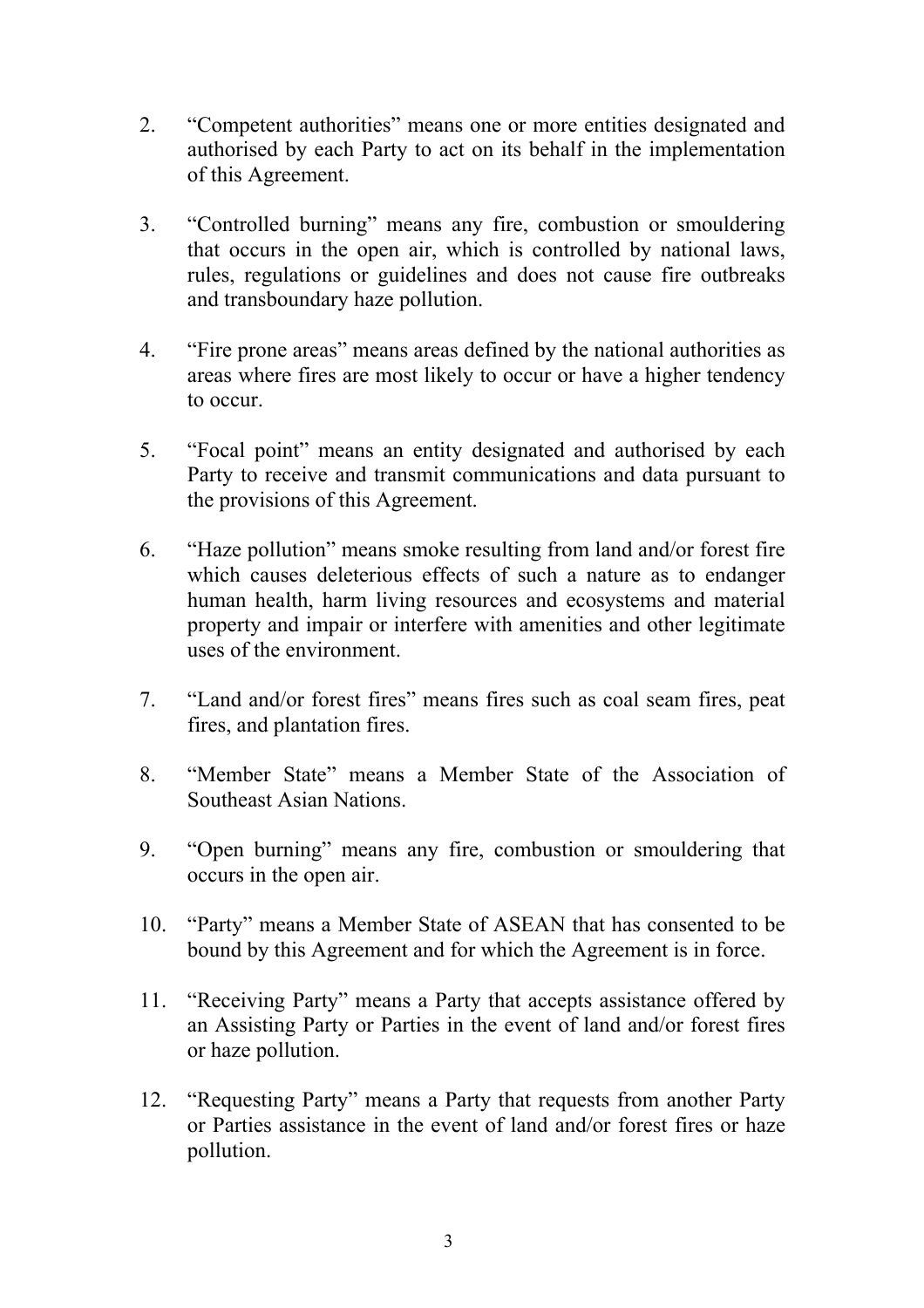2. “Competent authorities” means one or more entities designated and authorised by each Party to act on its behalf in the implementation of this Agreement.

3. “Controlled burning” means any fire, combustion or smouldering that occurs in the open air, which is controlled by national laws, rules, regulations or guidelines and does not cause fire outbreaks and transboundary haze pollution.

4. “Fire prone areas” means areas defined by the national authorities as areas where fires are most likely to occur or have a higher tendency to occur.

5. “Focal point” means an entity designated and authorised by each Party to receive and transmit communications and data pursuant to the provisions of this Agreement.

6. “Haze pollution” means smoke resulting from land and/or forest fire which causes deleterious effects of such a nature as to endanger human health, harm living resources and ecosystems and material property and impair or interfere with amenities and other legitimate uses of the environment.

7. “Land and/or forest fires” means fires such as coal seam fires, peat fires, and plantation fires.

8. “Member State” means a Member State of the Association of Southeast Asian Nations.

9. “Open burning” means any fire, combustion or smouldering that occurs in the open air.

10. “Party” means a Member State of ASEAN that has consented to be bound by this Agreement and for which the Agreement is in force.

11. “Receiving Party” means a Party that accepts assistance offered by an Assisting Party or Parties in the event of land and/or forest fires or haze pollution.

12. “Requesting Party” means a Party that requests from another Party or Parties assistance in the event of land and/or forest fires or haze pollution.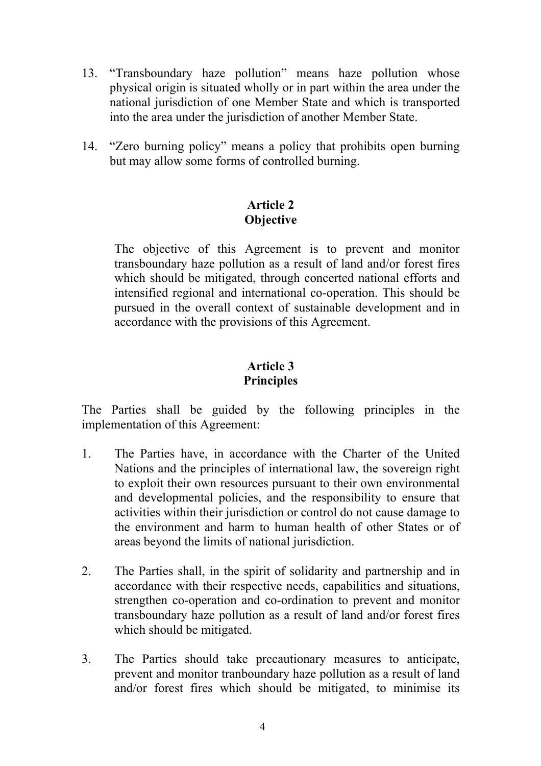13. "Transboundary haze pollution" means haze pollution whose physical origin is situated wholly or in part within the area under the national jurisdiction of one Member State and which is transported into the area under the jurisdiction of another Member State.

14. "Zero burning policy" means a policy that prohibits open burning but may allow some forms of controlled burning.

## Article 2
## Objective

The objective of this Agreement is to prevent and monitor transboundary haze pollution as a result of land and/or forest fires which should be mitigated, through concerted national efforts and intensified regional and international co-operation. This should be pursued in the overall context of sustainable development and in accordance with the provisions of this Agreement.

## Article 3
## Principles

The Parties shall be guided by the following principles in the implementation of this Agreement:

1. The Parties have, in accordance with the Charter of the United Nations and the principles of international law, the sovereign right to exploit their own resources pursuant to their own environmental and developmental policies, and the responsibility to ensure that activities within their jurisdiction or control do not cause damage to the environment and harm to human health of other States or of areas beyond the limits of national jurisdiction.

2. The Parties shall, in the spirit of solidarity and partnership and in accordance with their respective needs, capabilities and situations, strengthen co-operation and co-ordination to prevent and monitor transboundary haze pollution as a result of land and/or forest fires which should be mitigated.

3. The Parties should take precautionary measures to anticipate, prevent and monitor tranboundary haze pollution as a result of land and/or forest fires which should be mitigated, to minimise its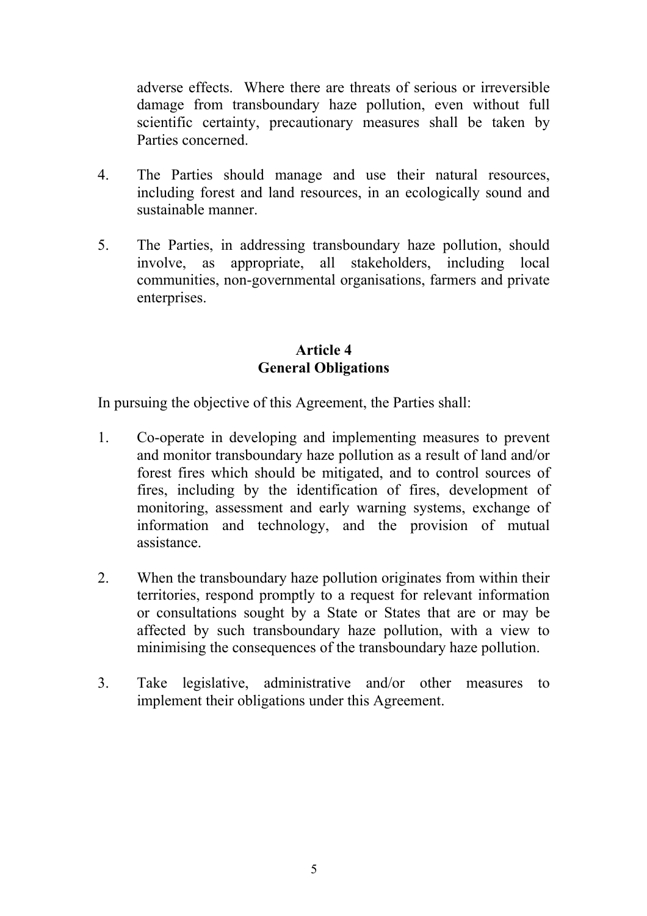adverse effects. Where there are threats of serious or irreversible damage from transboundary haze pollution, even without full scientific certainty, precautionary measures shall be taken by Parties concerned.

4. The Parties should manage and use their natural resources, including forest and land resources, in an ecologically sound and sustainable manner.

5. The Parties, in addressing transboundary haze pollution, should involve, as appropriate, all stakeholders, including local communities, non-governmental organisations, farmers and private enterprises.

## Article 4
## General Obligations

In pursuing the objective of this Agreement, the Parties shall:

1. Co-operate in developing and implementing measures to prevent and monitor transboundary haze pollution as a result of land and/or forest fires which should be mitigated, and to control sources of fires, including by the identification of fires, development of monitoring, assessment and early warning systems, exchange of information and technology, and the provision of mutual assistance.

2. When the transboundary haze pollution originates from within their territories, respond promptly to a request for relevant information or consultations sought by a State or States that are or may be affected by such transboundary haze pollution, with a view to minimising the consequences of the transboundary haze pollution.

3. Take legislative, administrative and/or other measures to implement their obligations under this Agreement.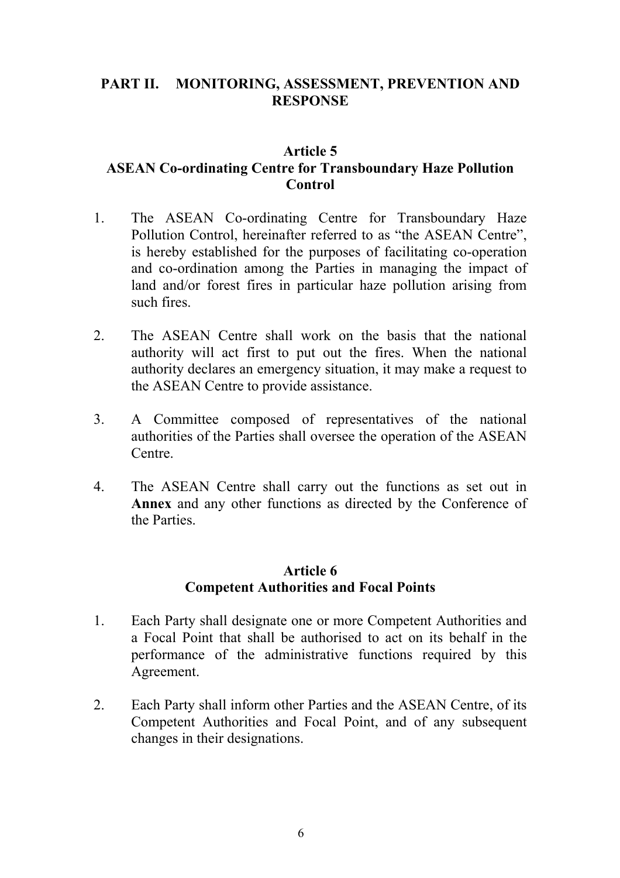## PART II. MONITORING, ASSESSMENT, PREVENTION AND RESPONSE

### Article 5
### ASEAN Co-ordinating Centre for Transboundary Haze Pollution Control

1. The ASEAN Co-ordinating Centre for Transboundary Haze Pollution Control, hereinafter referred to as "the ASEAN Centre", is hereby established for the purposes of facilitating co-operation and co-ordination among the Parties in managing the impact of land and/or forest fires in particular haze pollution arising from such fires.

2. The ASEAN Centre shall work on the basis that the national authority will act first to put out the fires. When the national authority declares an emergency situation, it may make a request to the ASEAN Centre to provide assistance.

3. A Committee composed of representatives of the national authorities of the Parties shall oversee the operation of the ASEAN Centre.

4. The ASEAN Centre shall carry out the functions as set out in **Annex** and any other functions as directed by the Conference of the Parties.

### Article 6
### Competent Authorities and Focal Points

1. Each Party shall designate one or more Competent Authorities and a Focal Point that shall be authorised to act on its behalf in the performance of the administrative functions required by this Agreement.

2. Each Party shall inform other Parties and the ASEAN Centre, of its Competent Authorities and Focal Point, and of any subsequent changes in their designations.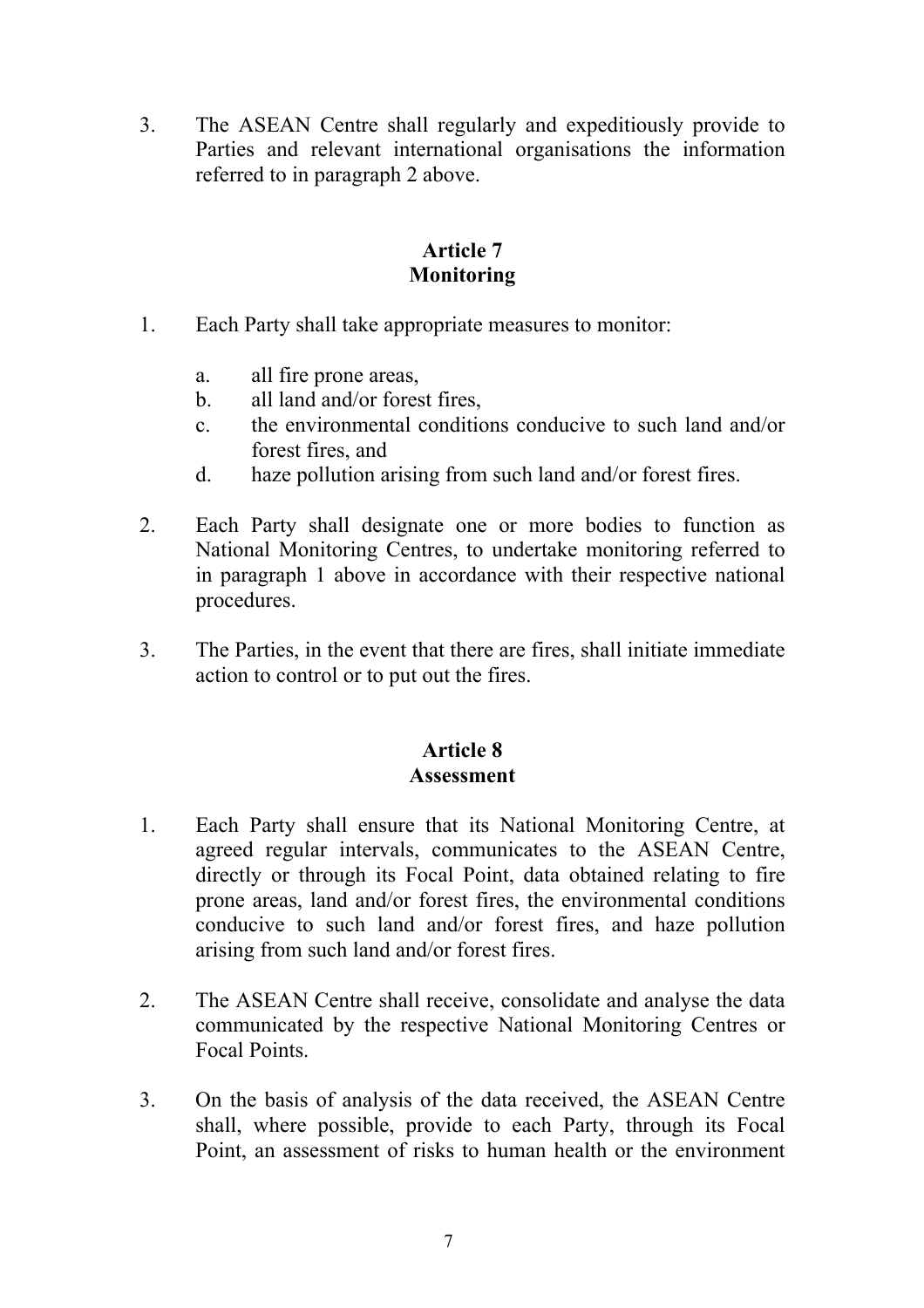3. The ASEAN Centre shall regularly and expeditiously provide to Parties and relevant international organisations the information referred to in paragraph 2 above.

## Article 7
## Monitoring

1. Each Party shall take appropriate measures to monitor:

   a. all fire prone areas,
   b. all land and/or forest fires,
   c. the environmental conditions conducive to such land and/or forest fires, and
   d. haze pollution arising from such land and/or forest fires.

2. Each Party shall designate one or more bodies to function as National Monitoring Centres, to undertake monitoring referred to in paragraph 1 above in accordance with their respective national procedures.

3. The Parties, in the event that there are fires, shall initiate immediate action to control or to put out the fires.

## Article 8
## Assessment

1. Each Party shall ensure that its National Monitoring Centre, at agreed regular intervals, communicates to the ASEAN Centre, directly or through its Focal Point, data obtained relating to fire prone areas, land and/or forest fires, the environmental conditions conducive to such land and/or forest fires, and haze pollution arising from such land and/or forest fires.

2. The ASEAN Centre shall receive, consolidate and analyse the data communicated by the respective National Monitoring Centres or Focal Points.

3. On the basis of analysis of the data received, the ASEAN Centre shall, where possible, provide to each Party, through its Focal Point, an assessment of risks to human health or the environment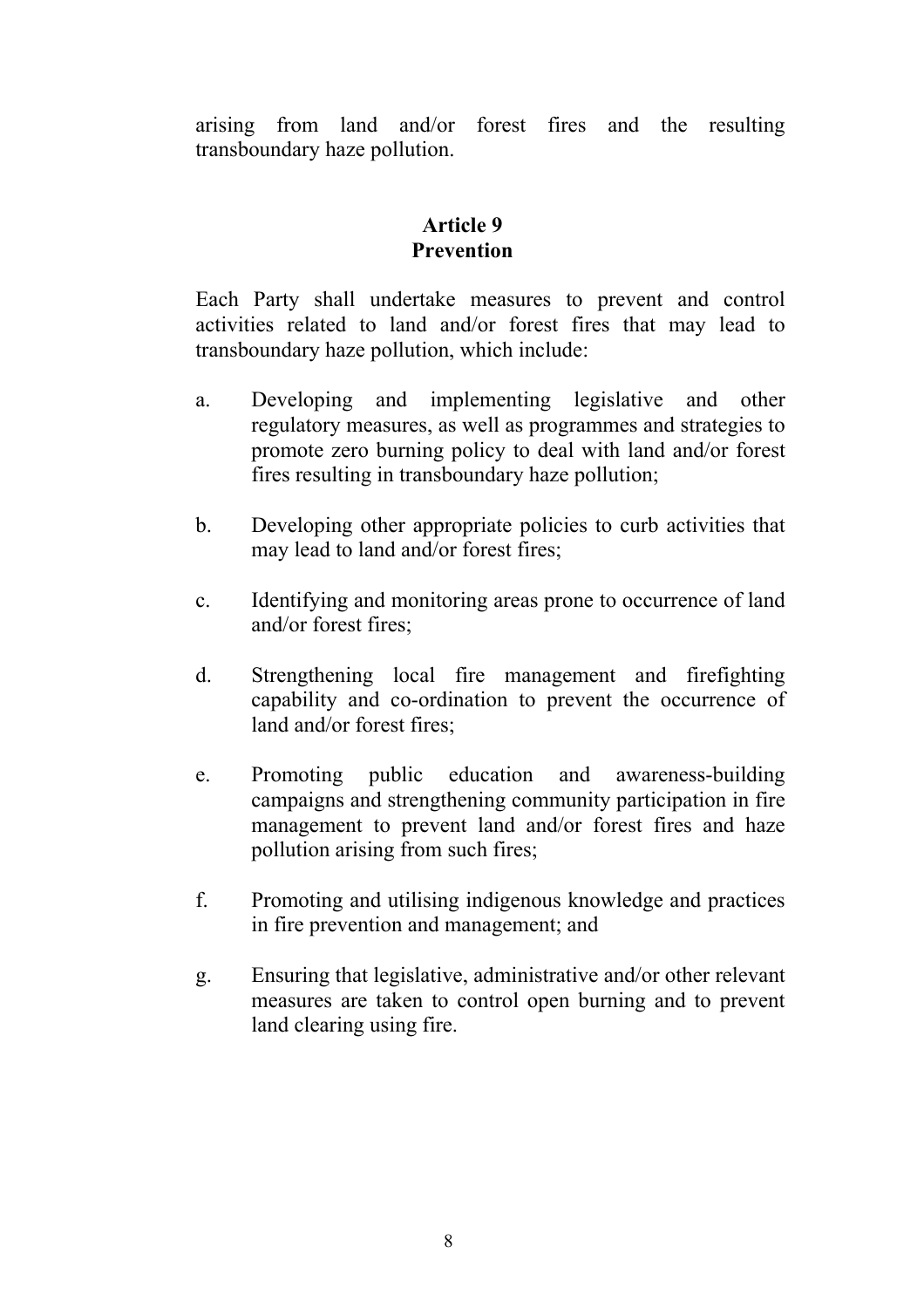arising from land and/or forest fires and the resulting transboundary haze pollution.

## Article 9
## Prevention

Each Party shall undertake measures to prevent and control activities related to land and/or forest fires that may lead to transboundary haze pollution, which include:

a. Developing and implementing legislative and other regulatory measures, as well as programmes and strategies to promote zero burning policy to deal with land and/or forest fires resulting in transboundary haze pollution;

b. Developing other appropriate policies to curb activities that may lead to land and/or forest fires;

c. Identifying and monitoring areas prone to occurrence of land and/or forest fires;

d. Strengthening local fire management and firefighting capability and co-ordination to prevent the occurrence of land and/or forest fires;

e. Promoting public education and awareness-building campaigns and strengthening community participation in fire management to prevent land and/or forest fires and haze pollution arising from such fires;

f. Promoting and utilising indigenous knowledge and practices in fire prevention and management; and

g. Ensuring that legislative, administrative and/or other relevant measures are taken to control open burning and to prevent land clearing using fire.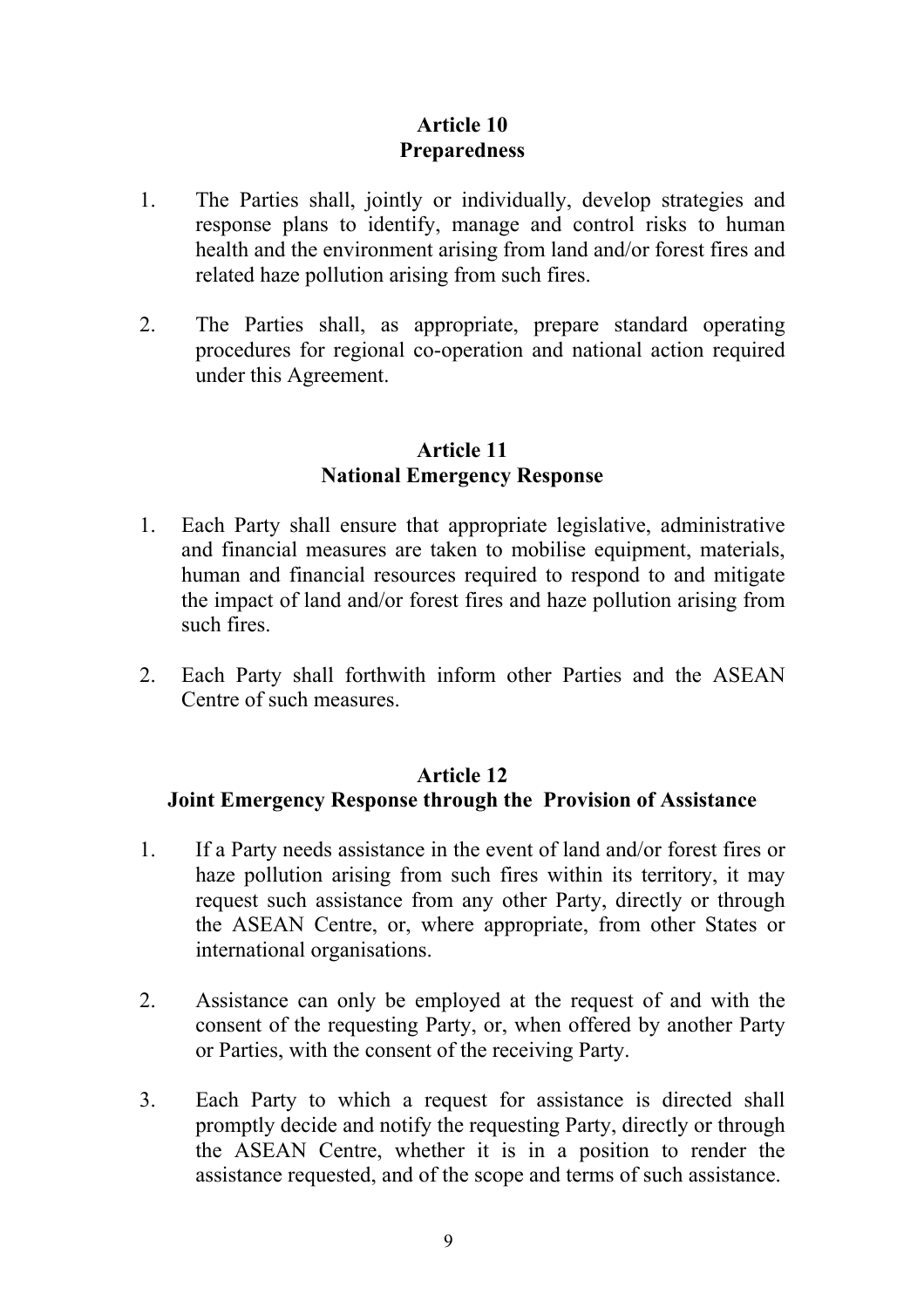## Article 10
## Preparedness

1. The Parties shall, jointly or individually, develop strategies and response plans to identify, manage and control risks to human health and the environment arising from land and/or forest fires and related haze pollution arising from such fires.

2. The Parties shall, as appropriate, prepare standard operating procedures for regional co-operation and national action required under this Agreement.

## Article 11
## National Emergency Response

1. Each Party shall ensure that appropriate legislative, administrative and financial measures are taken to mobilise equipment, materials, human and financial resources required to respond to and mitigate the impact of land and/or forest fires and haze pollution arising from such fires.

2. Each Party shall forthwith inform other Parties and the ASEAN Centre of such measures.

## Article 12
## Joint Emergency Response through the Provision of Assistance

1. If a Party needs assistance in the event of land and/or forest fires or haze pollution arising from such fires within its territory, it may request such assistance from any other Party, directly or through the ASEAN Centre, or, where appropriate, from other States or international organisations.

2. Assistance can only be employed at the request of and with the consent of the requesting Party, or, when offered by another Party or Parties, with the consent of the receiving Party.

3. Each Party to which a request for assistance is directed shall promptly decide and notify the requesting Party, directly or through the ASEAN Centre, whether it is in a position to render the assistance requested, and of the scope and terms of such assistance.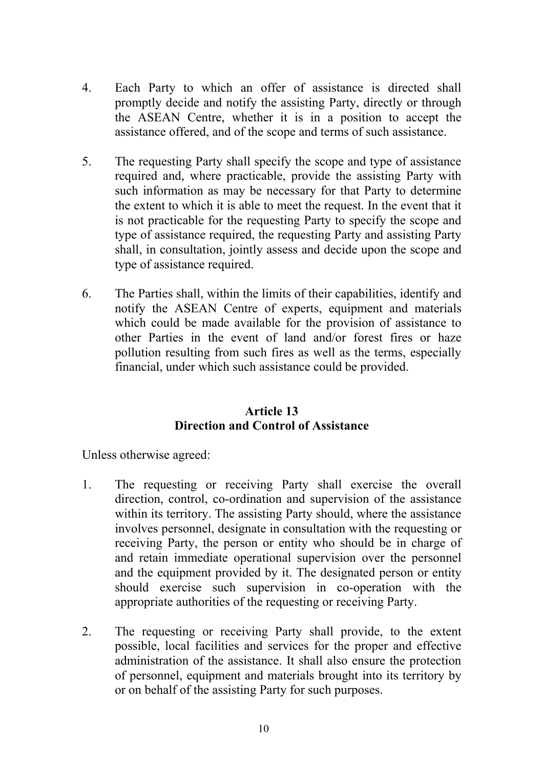4. Each Party to which an offer of assistance is directed shall promptly decide and notify the assisting Party, directly or through the ASEAN Centre, whether it is in a position to accept the assistance offered, and of the scope and terms of such assistance.

5. The requesting Party shall specify the scope and type of assistance required and, where practicable, provide the assisting Party with such information as may be necessary for that Party to determine the extent to which it is able to meet the request. In the event that it is not practicable for the requesting Party to specify the scope and type of assistance required, the requesting Party and assisting Party shall, in consultation, jointly assess and decide upon the scope and type of assistance required.

6. The Parties shall, within the limits of their capabilities, identify and notify the ASEAN Centre of experts, equipment and materials which could be made available for the provision of assistance to other Parties in the event of land and/or forest fires or haze pollution resulting from such fires as well as the terms, especially financial, under which such assistance could be provided.

## Article 13
## Direction and Control of Assistance

Unless otherwise agreed:

1. The requesting or receiving Party shall exercise the overall direction, control, co-ordination and supervision of the assistance within its territory. The assisting Party should, where the assistance involves personnel, designate in consultation with the requesting or receiving Party, the person or entity who should be in charge of and retain immediate operational supervision over the personnel and the equipment provided by it. The designated person or entity should exercise such supervision in co-operation with the appropriate authorities of the requesting or receiving Party.

2. The requesting or receiving Party shall provide, to the extent possible, local facilities and services for the proper and effective administration of the assistance. It shall also ensure the protection of personnel, equipment and materials brought into its territory by or on behalf of the assisting Party for such purposes.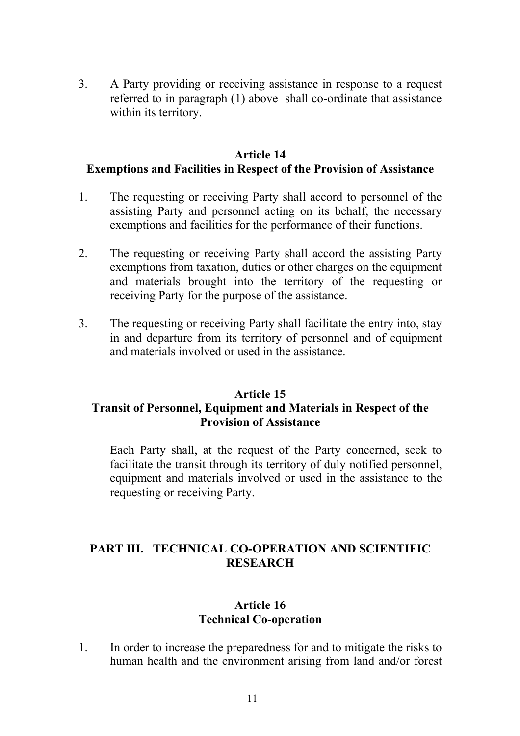3. A Party providing or receiving assistance in response to a request referred to in paragraph (1) above shall co-ordinate that assistance within its territory.

### Article 14
### Exemptions and Facilities in Respect of the Provision of Assistance

1. The requesting or receiving Party shall accord to personnel of the assisting Party and personnel acting on its behalf, the necessary exemptions and facilities for the performance of their functions.

2. The requesting or receiving Party shall accord the assisting Party exemptions from taxation, duties or other charges on the equipment and materials brought into the territory of the requesting or receiving Party for the purpose of the assistance.

3. The requesting or receiving Party shall facilitate the entry into, stay in and departure from its territory of personnel and of equipment and materials involved or used in the assistance.

### Article 15
### Transit of Personnel, Equipment and Materials in Respect of the Provision of Assistance

Each Party shall, at the request of the Party concerned, seek to facilitate the transit through its territory of duly notified personnel, equipment and materials involved or used in the assistance to the requesting or receiving Party.

## PART III. TECHNICAL CO-OPERATION AND SCIENTIFIC RESEARCH

### Article 16
### Technical Co-operation

1. In order to increase the preparedness for and to mitigate the risks to human health and the environment arising from land and/or forest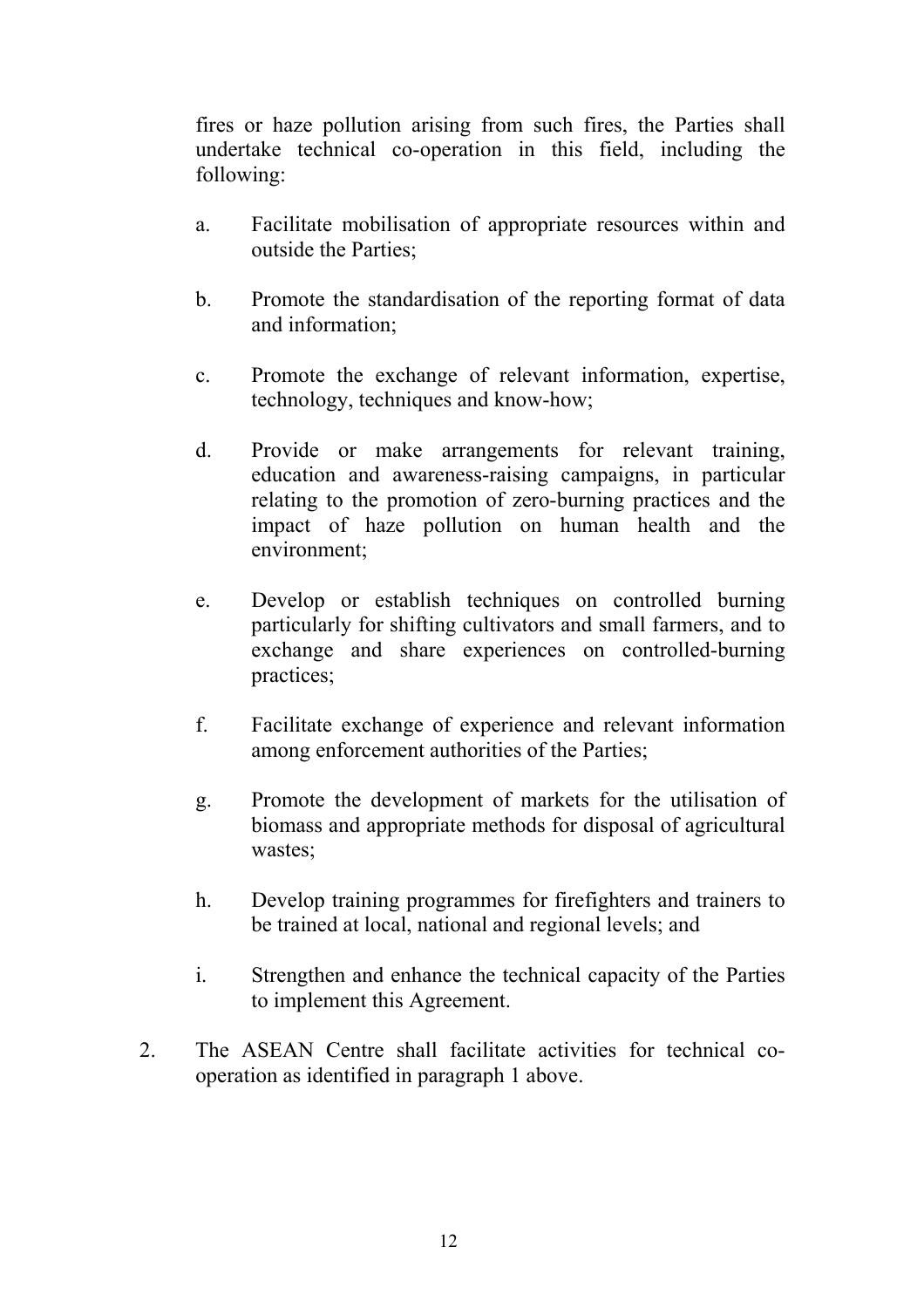fires or haze pollution arising from such fires, the Parties shall undertake technical co-operation in this field, including the following:

a. Facilitate mobilisation of appropriate resources within and outside the Parties;

b. Promote the standardisation of the reporting format of data and information;

c. Promote the exchange of relevant information, expertise, technology, techniques and know-how;

d. Provide or make arrangements for relevant training, education and awareness-raising campaigns, in particular relating to the promotion of zero-burning practices and the impact of haze pollution on human health and the environment;

e. Develop or establish techniques on controlled burning particularly for shifting cultivators and small farmers, and to exchange and share experiences on controlled-burning practices;

f. Facilitate exchange of experience and relevant information among enforcement authorities of the Parties;

g. Promote the development of markets for the utilisation of biomass and appropriate methods for disposal of agricultural wastes;

h. Develop training programmes for firefighters and trainers to be trained at local, national and regional levels; and

i. Strengthen and enhance the technical capacity of the Parties to implement this Agreement.

2. The ASEAN Centre shall facilitate activities for technical co-operation as identified in paragraph 1 above.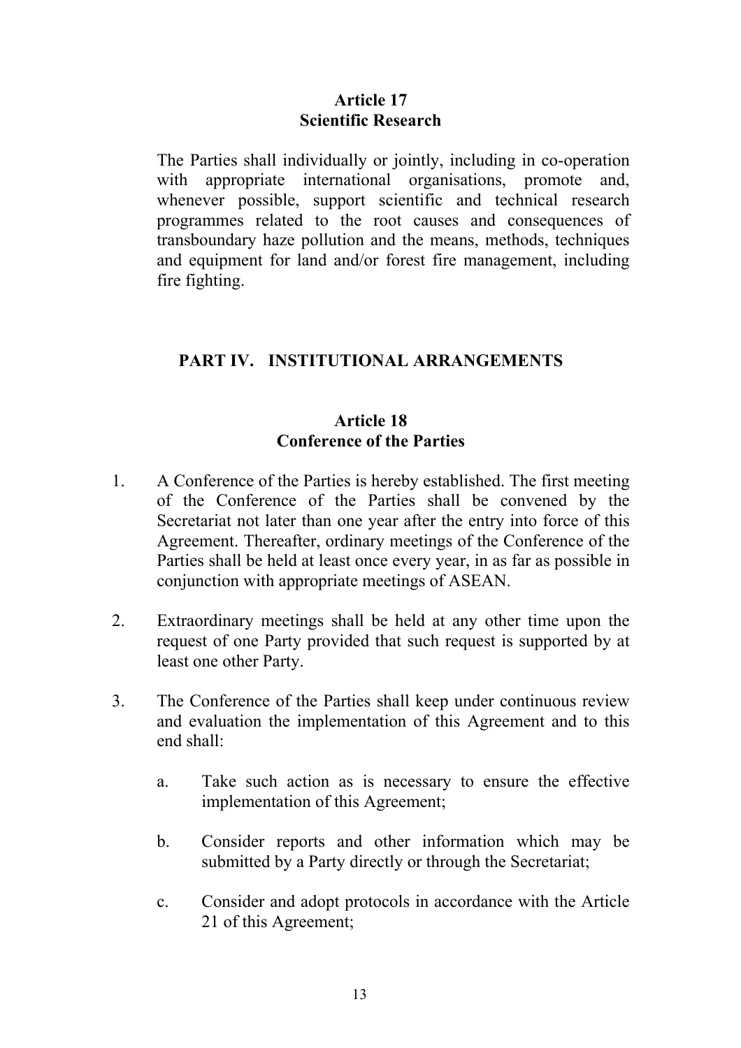**Article 17**
**Scientific Research**

The Parties shall individually or jointly, including in co-operation with appropriate international organisations, promote and, whenever possible, support scientific and technical research programmes related to the root causes and consequences of transboundary haze pollution and the means, methods, techniques and equipment for land and/or forest fire management, including fire fighting.

## PART IV. INSTITUTIONAL ARRANGEMENTS

**Article 18**
**Conference of the Parties**

1. A Conference of the Parties is hereby established. The first meeting of the Conference of the Parties shall be convened by the Secretariat not later than one year after the entry into force of this Agreement. Thereafter, ordinary meetings of the Conference of the Parties shall be held at least once every year, in as far as possible in conjunction with appropriate meetings of ASEAN.

2. Extraordinary meetings shall be held at any other time upon the request of one Party provided that such request is supported by at least one other Party.

3. The Conference of the Parties shall keep under continuous review and evaluation the implementation of this Agreement and to this end shall:

   a. Take such action as is necessary to ensure the effective implementation of this Agreement;

   b. Consider reports and other information which may be submitted by a Party directly or through the Secretariat;

   c. Consider and adopt protocols in accordance with the Article 21 of this Agreement;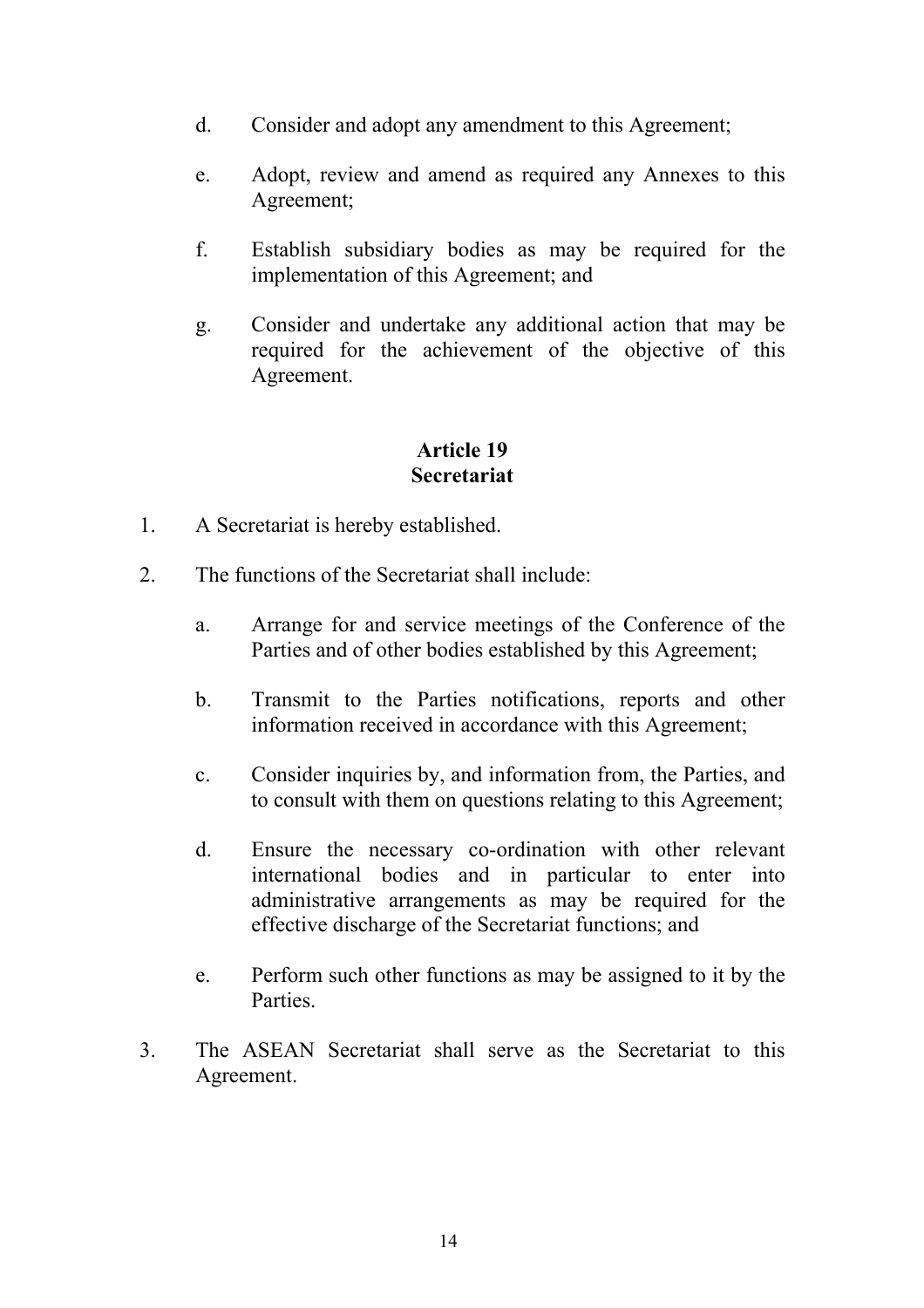d. Consider and adopt any amendment to this Agreement;

e. Adopt, review and amend as required any Annexes to this Agreement;

f. Establish subsidiary bodies as may be required for the implementation of this Agreement; and

g. Consider and undertake any additional action that may be required for the achievement of the objective of this Agreement.

**Article 19**
**Secretariat**

1. A Secretariat is hereby established.

2. The functions of the Secretariat shall include:

   a. Arrange for and service meetings of the Conference of the Parties and of other bodies established by this Agreement;

   b. Transmit to the Parties notifications, reports and other information received in accordance with this Agreement;

   c. Consider inquiries by, and information from, the Parties, and to consult with them on questions relating to this Agreement;

   d. Ensure the necessary co-ordination with other relevant international bodies and in particular to enter into administrative arrangements as may be required for the effective discharge of the Secretariat functions; and

   e. Perform such other functions as may be assigned to it by the Parties.

3. The ASEAN Secretariat shall serve as the Secretariat to this Agreement.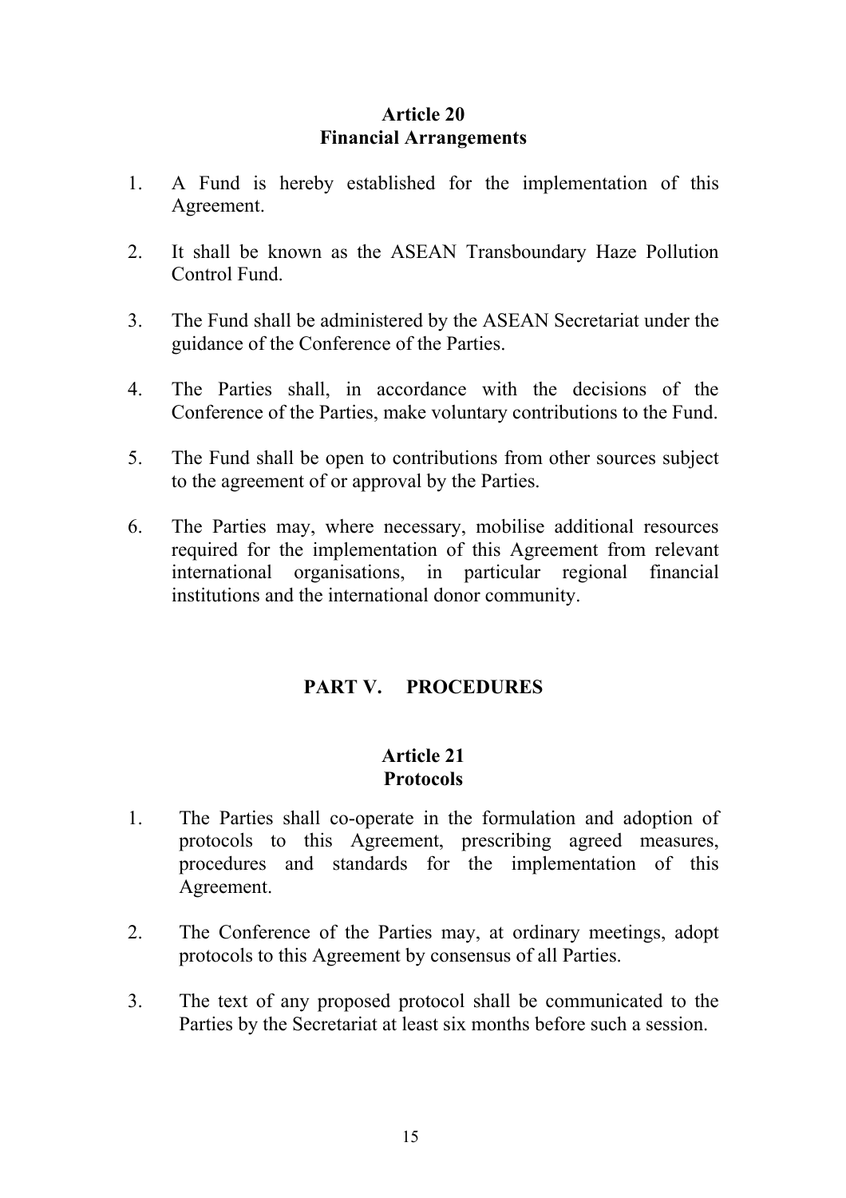### Article 20
### Financial Arrangements

1. A Fund is hereby established for the implementation of this Agreement.

2. It shall be known as the ASEAN Transboundary Haze Pollution Control Fund.

3. The Fund shall be administered by the ASEAN Secretariat under the guidance of the Conference of the Parties.

4. The Parties shall, in accordance with the decisions of the Conference of the Parties, make voluntary contributions to the Fund.

5. The Fund shall be open to contributions from other sources subject to the agreement of or approval by the Parties.

6. The Parties may, where necessary, mobilise additional resources required for the implementation of this Agreement from relevant international organisations, in particular regional financial institutions and the international donor community.

## PART V. PROCEDURES

### Article 21
### Protocols

1. The Parties shall co-operate in the formulation and adoption of protocols to this Agreement, prescribing agreed measures, procedures and standards for the implementation of this Agreement.

2. The Conference of the Parties may, at ordinary meetings, adopt protocols to this Agreement by consensus of all Parties.

3. The text of any proposed protocol shall be communicated to the Parties by the Secretariat at least six months before such a session.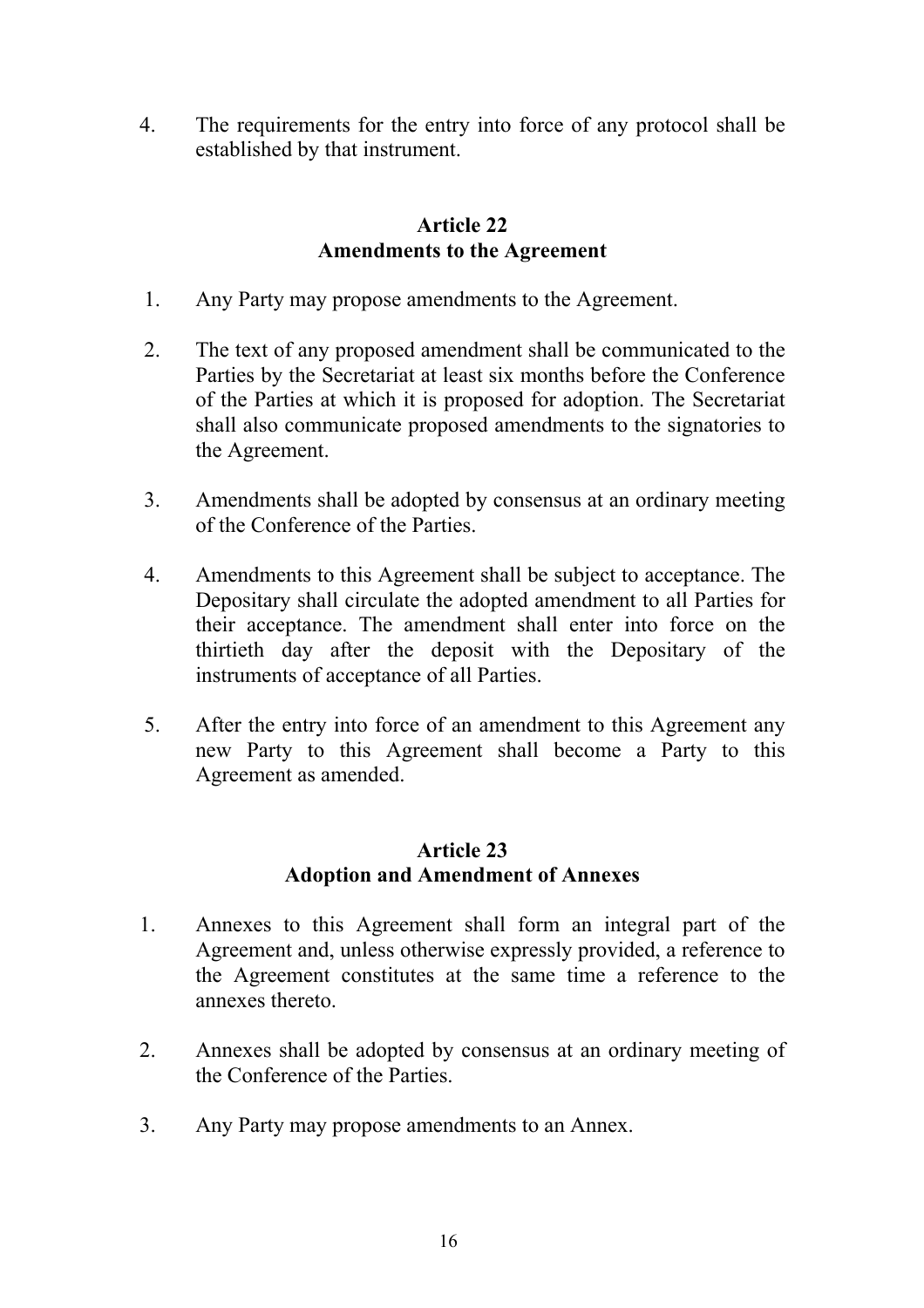4. The requirements for the entry into force of any protocol shall be established by that instrument.

## Article 22
## Amendments to the Agreement

1. Any Party may propose amendments to the Agreement.

2. The text of any proposed amendment shall be communicated to the Parties by the Secretariat at least six months before the Conference of the Parties at which it is proposed for adoption. The Secretariat shall also communicate proposed amendments to the signatories to the Agreement.

3. Amendments shall be adopted by consensus at an ordinary meeting of the Conference of the Parties.

4. Amendments to this Agreement shall be subject to acceptance. The Depositary shall circulate the adopted amendment to all Parties for their acceptance. The amendment shall enter into force on the thirtieth day after the deposit with the Depositary of the instruments of acceptance of all Parties.

5. After the entry into force of an amendment to this Agreement any new Party to this Agreement shall become a Party to this Agreement as amended.

## Article 23
## Adoption and Amendment of Annexes

1. Annexes to this Agreement shall form an integral part of the Agreement and, unless otherwise expressly provided, a reference to the Agreement constitutes at the same time a reference to the annexes thereto.

2. Annexes shall be adopted by consensus at an ordinary meeting of the Conference of the Parties.

3. Any Party may propose amendments to an Annex.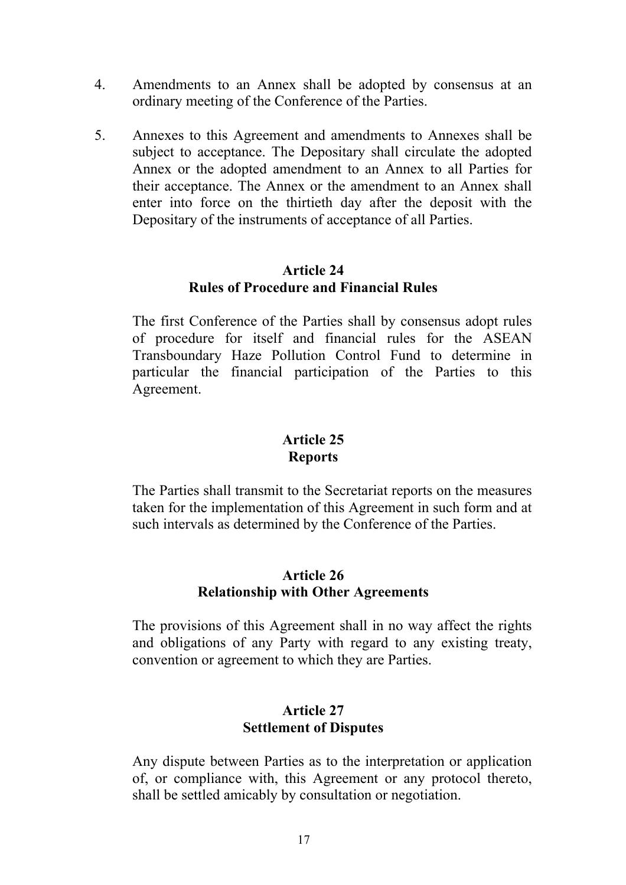4. Amendments to an Annex shall be adopted by consensus at an ordinary meeting of the Conference of the Parties.

5. Annexes to this Agreement and amendments to Annexes shall be subject to acceptance. The Depositary shall circulate the adopted Annex or the adopted amendment to an Annex to all Parties for their acceptance. The Annex or the amendment to an Annex shall enter into force on the thirtieth day after the deposit with the Depositary of the instruments of acceptance of all Parties.

## Article 24
## Rules of Procedure and Financial Rules

The first Conference of the Parties shall by consensus adopt rules of procedure for itself and financial rules for the ASEAN Transboundary Haze Pollution Control Fund to determine in particular the financial participation of the Parties to this Agreement.

## Article 25
## Reports

The Parties shall transmit to the Secretariat reports on the measures taken for the implementation of this Agreement in such form and at such intervals as determined by the Conference of the Parties.

## Article 26
## Relationship with Other Agreements

The provisions of this Agreement shall in no way affect the rights and obligations of any Party with regard to any existing treaty, convention or agreement to which they are Parties.

## Article 27
## Settlement of Disputes

Any dispute between Parties as to the interpretation or application of, or compliance with, this Agreement or any protocol thereto, shall be settled amicably by consultation or negotiation.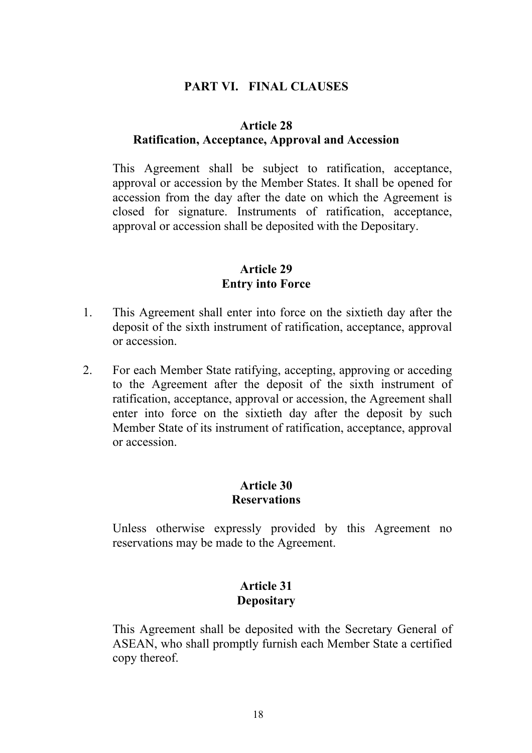## PART VI. FINAL CLAUSES

### Article 28
### Ratification, Acceptance, Approval and Accession

This Agreement shall be subject to ratification, acceptance, approval or accession by the Member States. It shall be opened for accession from the day after the date on which the Agreement is closed for signature. Instruments of ratification, acceptance, approval or accession shall be deposited with the Depositary.

### Article 29
### Entry into Force

1. This Agreement shall enter into force on the sixtieth day after the deposit of the sixth instrument of ratification, acceptance, approval or accession.

2. For each Member State ratifying, accepting, approving or acceding to the Agreement after the deposit of the sixth instrument of ratification, acceptance, approval or accession, the Agreement shall enter into force on the sixtieth day after the deposit by such Member State of its instrument of ratification, acceptance, approval or accession.

### Article 30
### Reservations

Unless otherwise expressly provided by this Agreement no reservations may be made to the Agreement.

### Article 31
### Depositary

This Agreement shall be deposited with the Secretary General of ASEAN, who shall promptly furnish each Member State a certified copy thereof.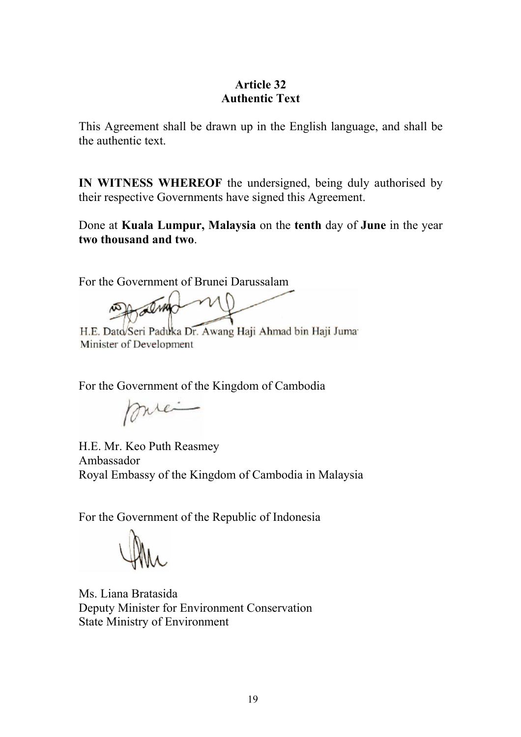**Article 32**
**Authentic Text**

This Agreement shall be drawn up in the English language, and shall be the authentic text.

**IN WITNESS WHEREOF** the undersigned, being duly authorised by their respective Governments have signed this Agreement.

Done at **Kuala Lumpur, Malaysia** on the **tenth** day of **June** in the year **two thousand and two**.

For the Government of Brunei Darussalam

H.E. Dato Seri Paduka Dr. Awang Haji Ahmad bin Haji Juma
Minister of Development

For the Government of the Kingdom of Cambodia

H.E. Mr. Keo Puth Reasmey
Ambassador
Royal Embassy of the Kingdom of Cambodia in Malaysia

For the Government of the Republic of Indonesia

Ms. Liana Bratasida
Deputy Minister for Environment Conservation
State Ministry of Environment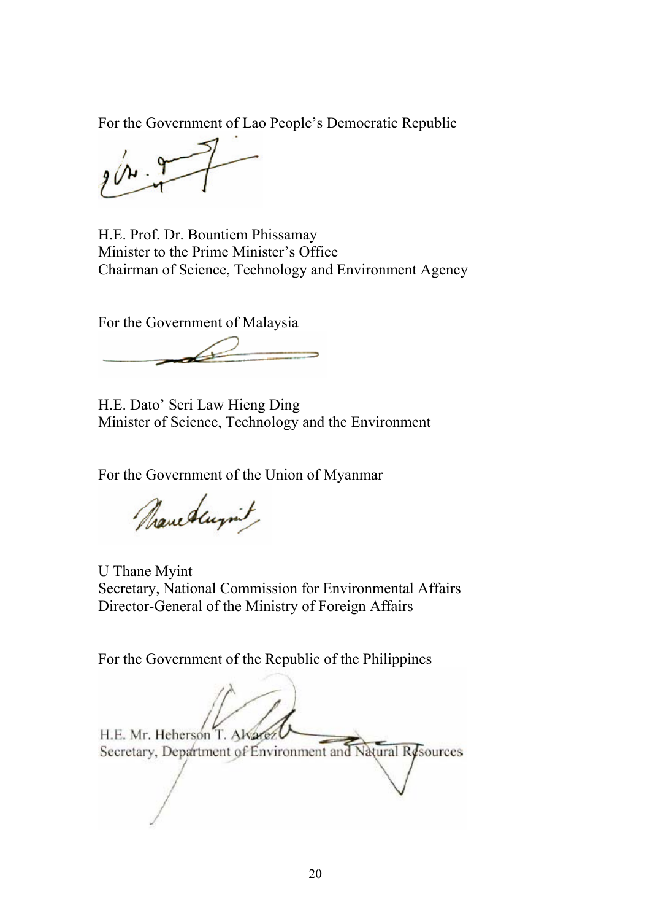For the Government of Lao People's Democratic Republic

H.E. Prof. Dr. Bountiem Phissamay
Minister to the Prime Minister's Office
Chairman of Science, Technology and Environment Agency

For the Government of Malaysia

H.E. Dato' Seri Law Hieng Ding
Minister of Science, Technology and the Environment

For the Government of the Union of Myanmar

U Thane Myint
Secretary, National Commission for Environmental Affairs
Director-General of the Ministry of Foreign Affairs

For the Government of the Republic of the Philippines

H.E. Mr. Heherson T. Alvarez
Secretary, Department of Environment and Natural Resources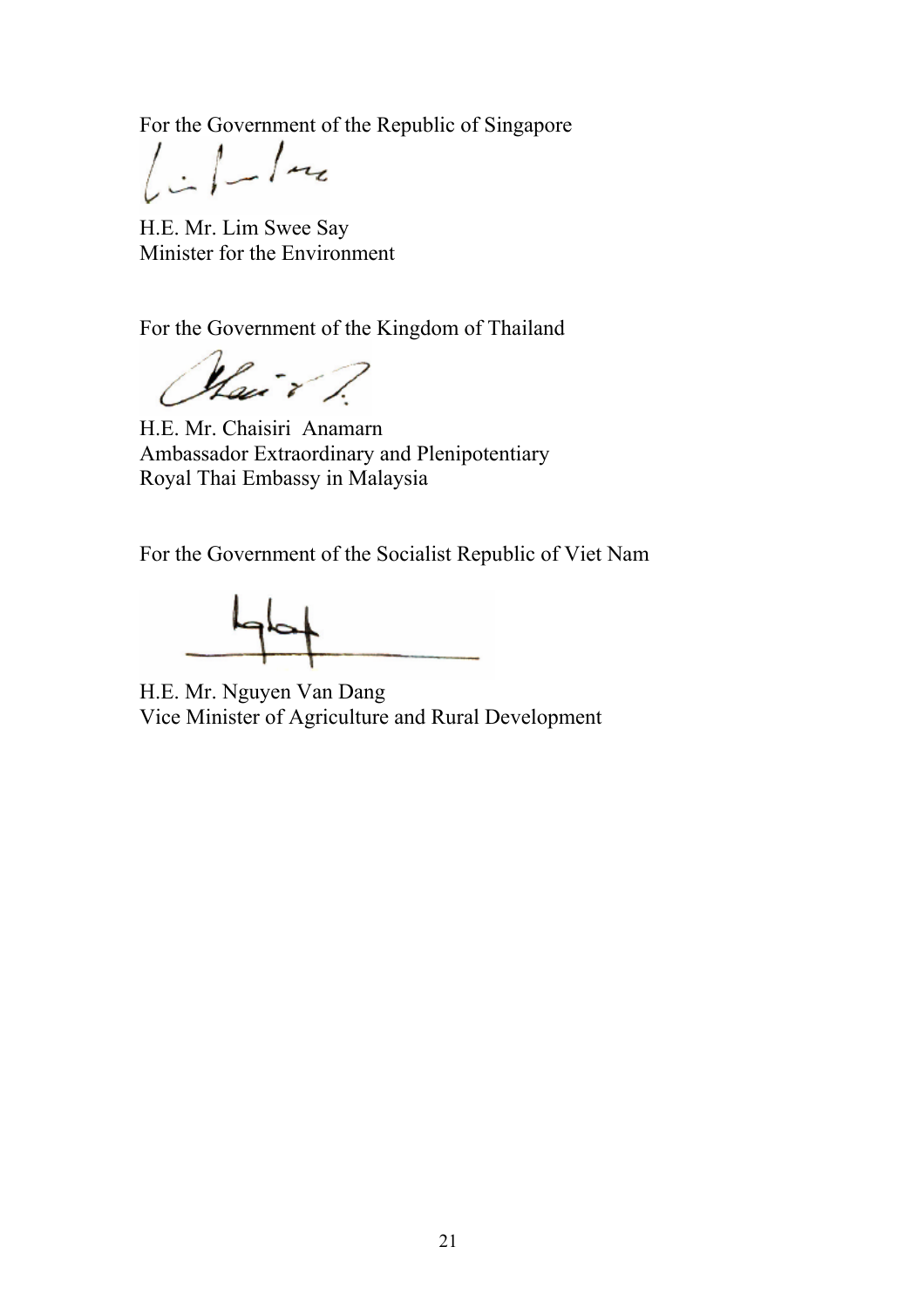For the Government of the Republic of Singapore

H.E. Mr. Lim Swee Say
Minister for the Environment

For the Government of the Kingdom of Thailand

H.E. Mr. Chaisiri Anamarn
Ambassador Extraordinary and Plenipotentiary
Royal Thai Embassy in Malaysia

For the Government of the Socialist Republic of Viet Nam

H.E. Mr. Nguyen Van Dang
Vice Minister of Agriculture and Rural Development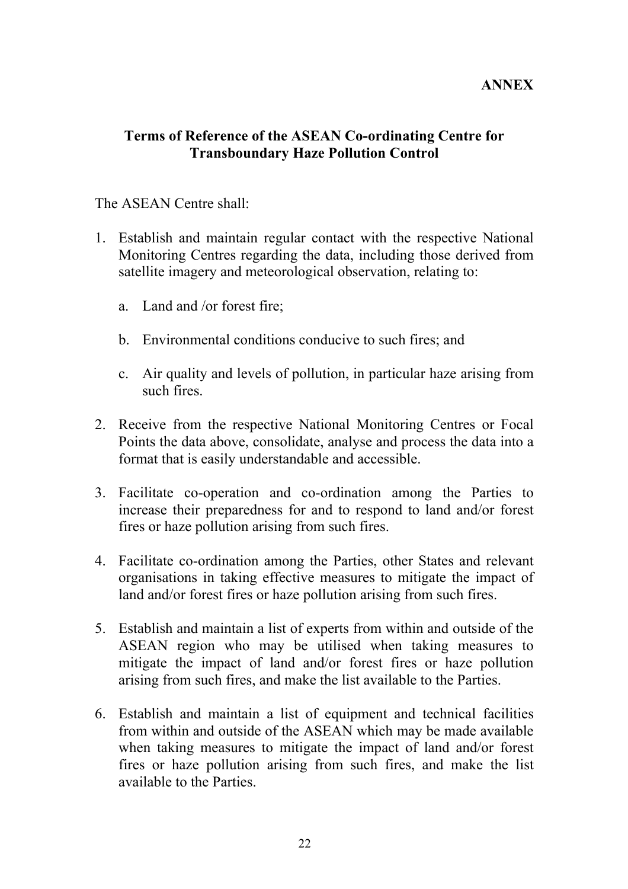**ANNEX**

## Terms of Reference of the ASEAN Co-ordinating Centre for Transboundary Haze Pollution Control

The ASEAN Centre shall:

1. Establish and maintain regular contact with the respective National Monitoring Centres regarding the data, including those derived from satellite imagery and meteorological observation, relating to:

    a. Land and /or forest fire;

    b. Environmental conditions conducive to such fires; and

    c. Air quality and levels of pollution, in particular haze arising from such fires.

2. Receive from the respective National Monitoring Centres or Focal Points the data above, consolidate, analyse and process the data into a format that is easily understandable and accessible.

3. Facilitate co-operation and co-ordination among the Parties to increase their preparedness for and to respond to land and/or forest fires or haze pollution arising from such fires.

4. Facilitate co-ordination among the Parties, other States and relevant organisations in taking effective measures to mitigate the impact of land and/or forest fires or haze pollution arising from such fires.

5. Establish and maintain a list of experts from within and outside of the ASEAN region who may be utilised when taking measures to mitigate the impact of land and/or forest fires or haze pollution arising from such fires, and make the list available to the Parties.

6. Establish and maintain a list of equipment and technical facilities from within and outside of the ASEAN which may be made available when taking measures to mitigate the impact of land and/or forest fires or haze pollution arising from such fires, and make the list available to the Parties.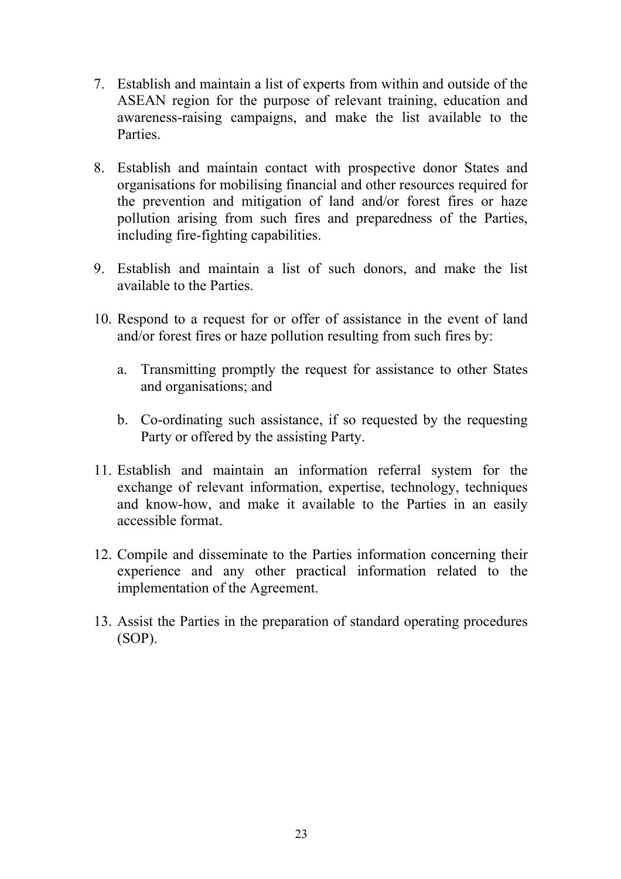7. Establish and maintain a list of experts from within and outside of the ASEAN region for the purpose of relevant training, education and awareness-raising campaigns, and make the list available to the Parties.

8. Establish and maintain contact with prospective donor States and organisations for mobilising financial and other resources required for the prevention and mitigation of land and/or forest fires or haze pollution arising from such fires and preparedness of the Parties, including fire-fighting capabilities.

9. Establish and maintain a list of such donors, and make the list available to the Parties.

10. Respond to a request for or offer of assistance in the event of land and/or forest fires or haze pollution resulting from such fires by:

    a. Transmitting promptly the request for assistance to other States and organisations; and

    b. Co-ordinating such assistance, if so requested by the requesting Party or offered by the assisting Party.

11. Establish and maintain an information referral system for the exchange of relevant information, expertise, technology, techniques and know-how, and make it available to the Parties in an easily accessible format.

12. Compile and disseminate to the Parties information concerning their experience and any other practical information related to the implementation of the Agreement.

13. Assist the Parties in the preparation of standard operating procedures (SOP).